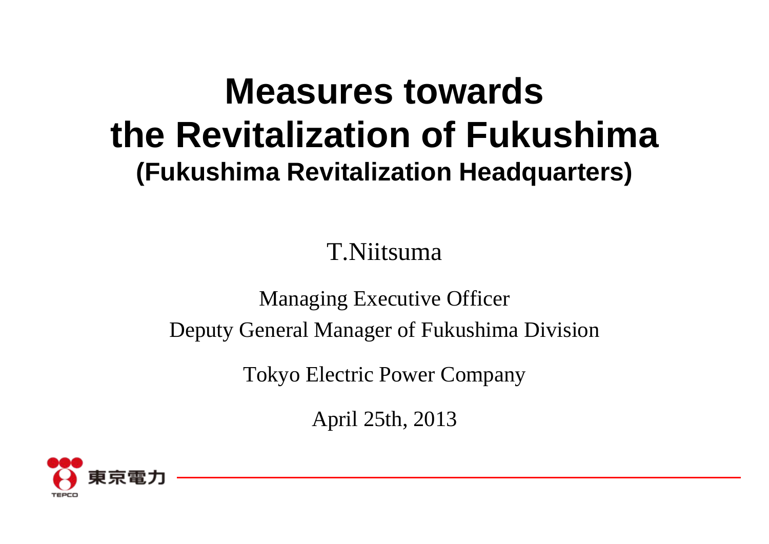# Measures towards the Revitalization of Fukushima

## (Fukushima Revitalization Headquarters)

T.Niitsuma

Managing Executive Officer

Deputy General Manager of Fukushima Division

Tokyo Electric Power Company

April 25th, 2013

東京電力

TEPCO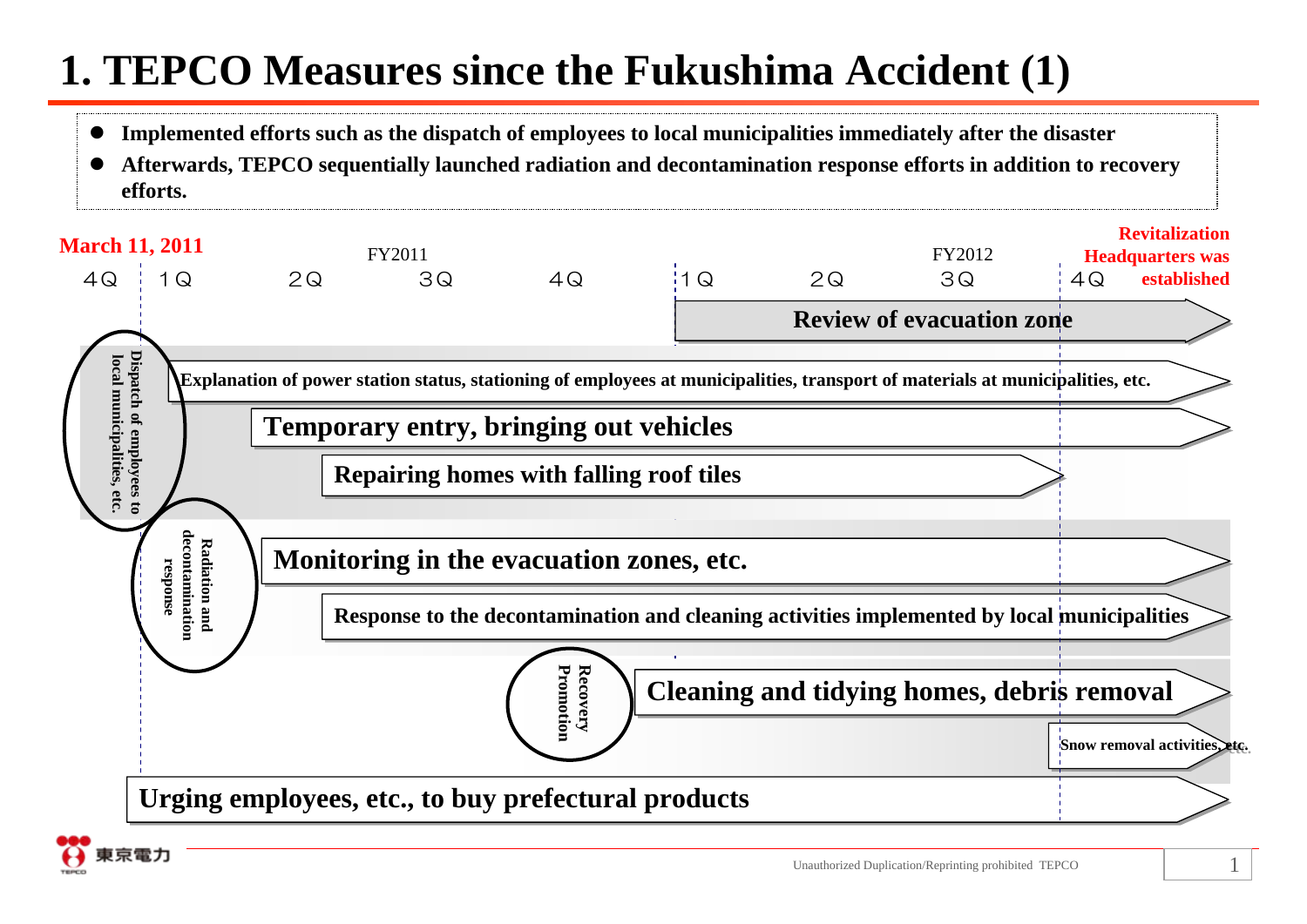# 1. TEPCO Measures since the Fukushima Accident (1)

- **Implemented efforts such as the dispatch of employees to local municipalities immediately after the disaster**
- **Afterwards, TEPCO sequentially launched radiation and decontamination response efforts in addition to recovery efforts.**

**March 11, 2011**

FY2011: 4Q | 1Q | 2Q | 3Q | 4Q

FY2012: 1Q | 2Q | 3Q | 4Q

**Revitalization Headquarters was established**

**Review of evacuation zone**

**Dispatch of employees to local municipalities, etc.**

- **Explanation of power station status, stationing of employees at municipalities, transport of materials at municipalities, etc.**
- **Temporary entry, bringing out vehicles**
- **Repairing homes with falling roof tiles**

**Radiation and decontamination response**

- **Monitoring in the evacuation zones, etc.**
- **Response to the decontamination and cleaning activities implemented by local municipalities**

**Recovery Promotion**

- **Cleaning and tidying homes, debris removal**
- **Snow removal activities, etc.**

**Urging employees, etc., to buy prefectural products**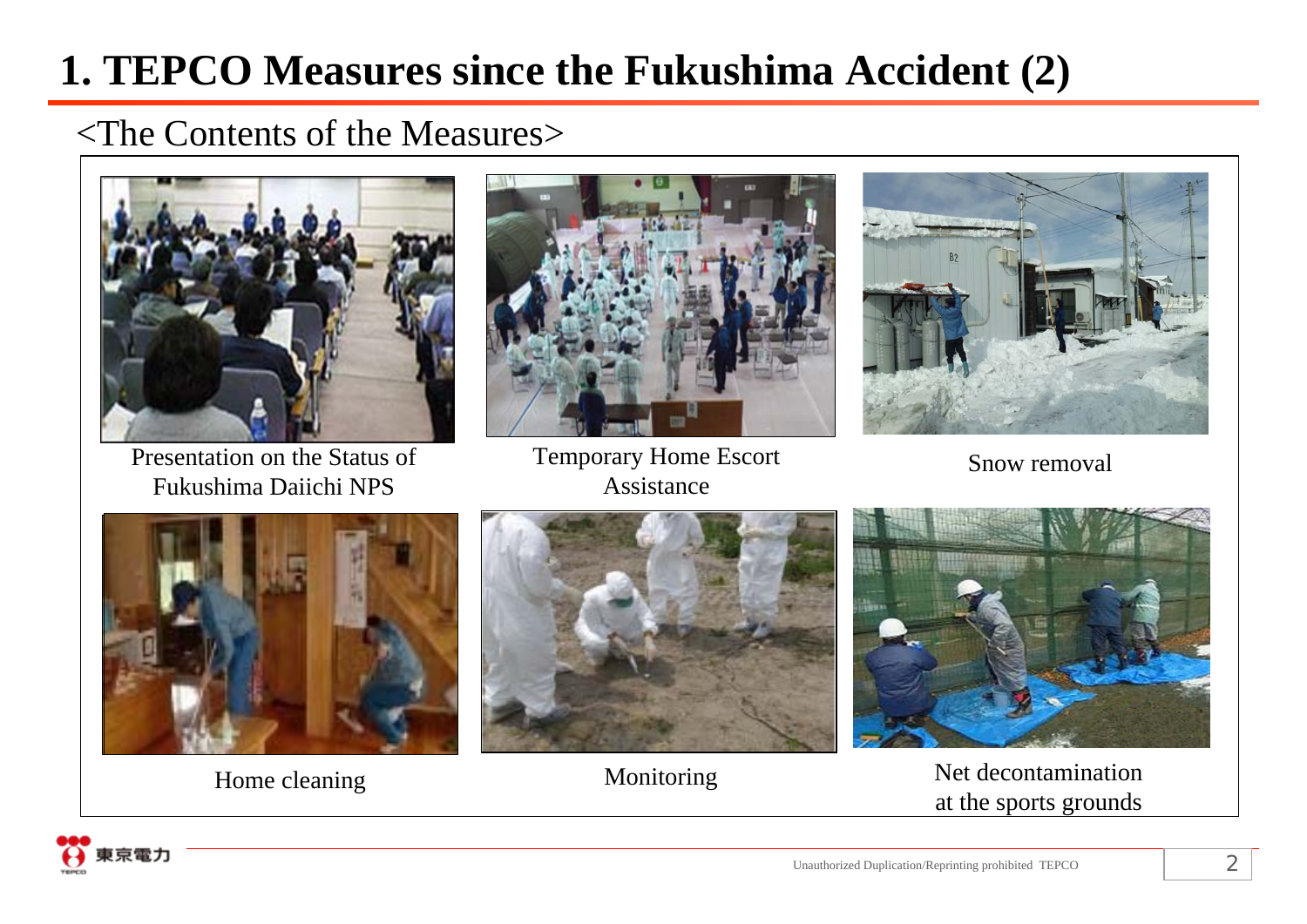# 1. TEPCO Measures since the Fukushima Accident (2)

<The Contents of the Measures>

Presentation on the Status of Fukushima Daiichi NPS

Temporary Home Escort Assistance

Snow removal

Home cleaning

Monitoring

Net decontamination at the sports grounds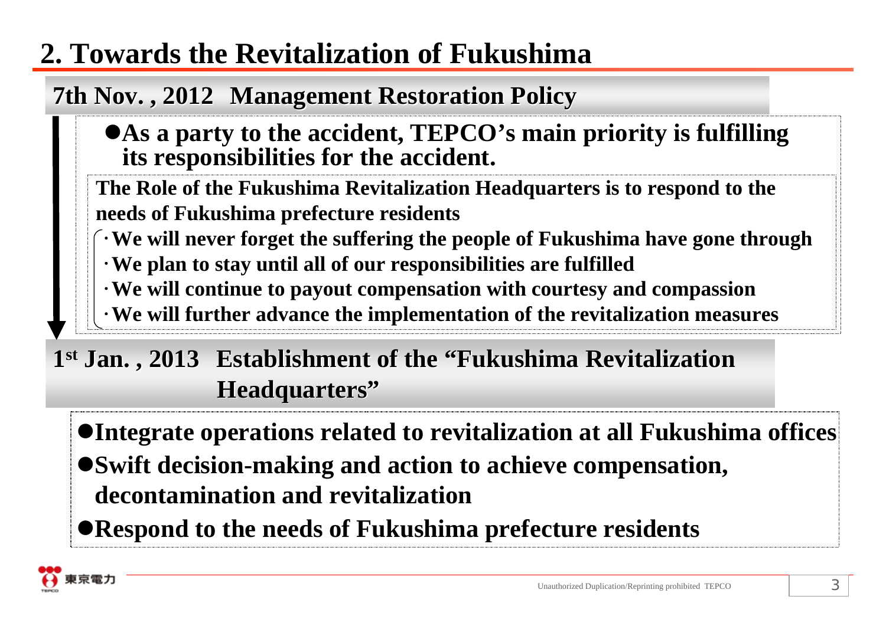# 2. Towards the Revitalization of Fukushima

## 7th Nov. , 2012 Management Restoration Policy

- **As a party to the accident, TEPCO's main priority is fulfilling its responsibilities for the accident.**

**The Role of the Fukushima Revitalization Headquarters is to respond to the needs of Fukushima prefecture residents**

- **We will never forget the suffering the people of Fukushima have gone through**
- **We plan to stay until all of our responsibilities are fulfilled**
- **We will continue to payout compensation with courtesy and compassion**
- **We will further advance the implementation of the revitalization measures**

## 1st Jan. , 2013 Establishment of the "Fukushima Revitalization Headquarters"

- **Integrate operations related to revitalization at all Fukushima offices**
- **Swift decision-making and action to achieve compensation, decontamination and revitalization**
- **Respond to the needs of Fukushima prefecture residents**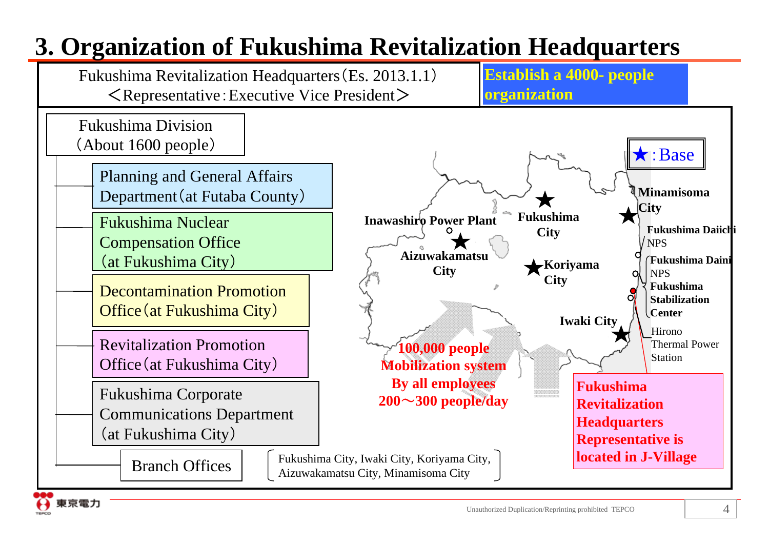# 3. Organization of Fukushima Revitalization Headquarters

Fukushima Revitalization Headquarters（Es. 2013.1.1）
＜Representative：Executive Vice President＞

**Establish a 4000- people organization**

Fukushima Division
（About 1600 people）

- Planning and General Affairs Department（at Futaba County）
- Fukushima Nuclear Compensation Office（at Fukushima City）
- Decontamination Promotion Office（at Fukushima City）
- Revitalization Promotion Office（at Fukushima City）
- Fukushima Corporate Communications Department（at Fukushima City）
- Branch Offices: Fukushima City, Iwaki City, Koriyama City, Aizuwakamatsu City, Minamisoma City

★：Base

**Inawashiro Power Plant**

**Fukushima City**

**Minamisoma City**

**Fukushima Daiichi NPS**

**Aizuwakamatsu City**

**Koriyama City**

**Fukushima Daini NPS**

**Fukushima Stabilization Center**

**Iwaki City**

Hirono Thermal Power Station

**100,000 people Mobilization system By all employees 200～300 people/day**

**Fukushima Revitalization Headquarters Representative is located in J-Village**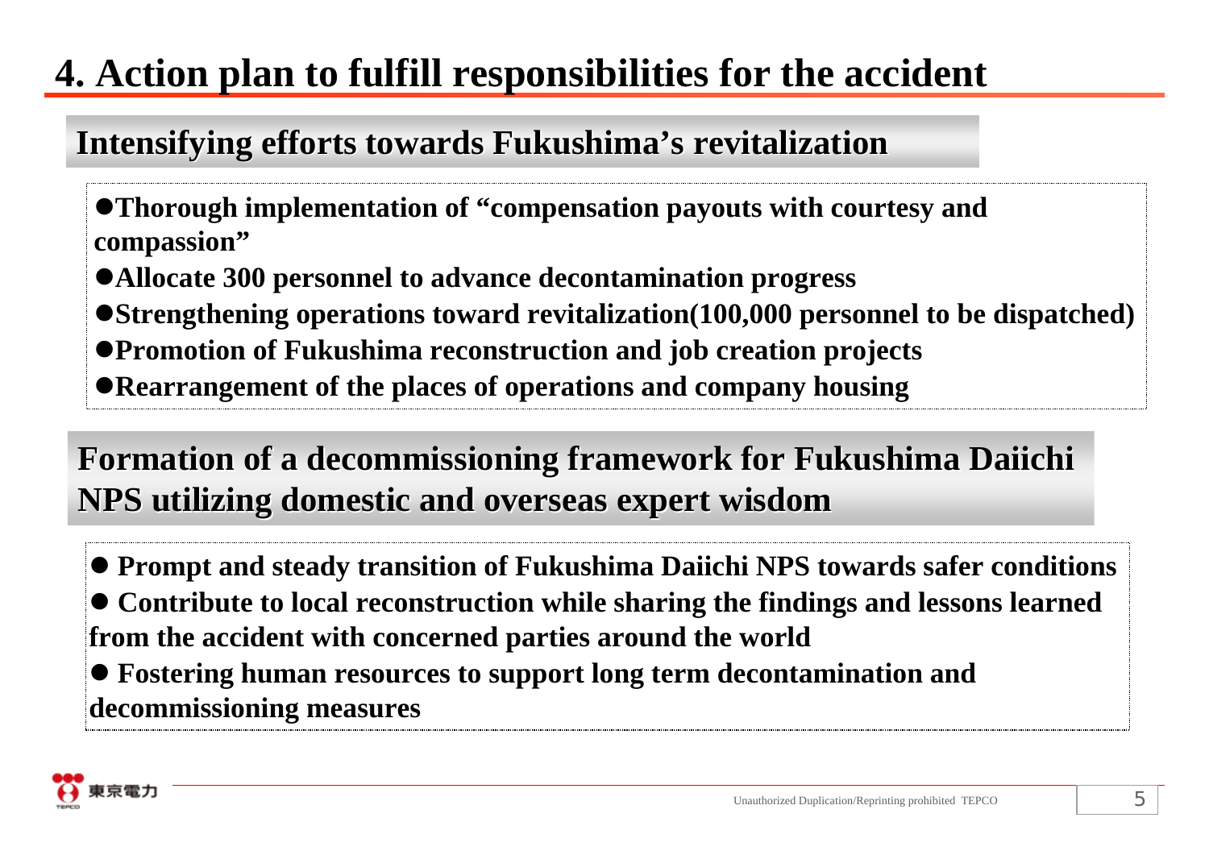# 4. Action plan to fulfill responsibilities for the accident

## Intensifying efforts towards Fukushima's revitalization

- **Thorough implementation of "compensation payouts with courtesy and compassion"**
- **Allocate 300 personnel to advance decontamination progress**
- **Strengthening operations toward revitalization(100,000 personnel to be dispatched)**
- **Promotion of Fukushima reconstruction and job creation projects**
- **Rearrangement of the places of operations and company housing**

## Formation of a decommissioning framework for Fukushima Daiichi NPS utilizing domestic and overseas expert wisdom

- **Prompt and steady transition of Fukushima Daiichi NPS towards safer conditions**
- **Contribute to local reconstruction while sharing the findings and lessons learned from the accident with concerned parties around the world**
- **Fostering human resources to support long term decontamination and decommissioning measures**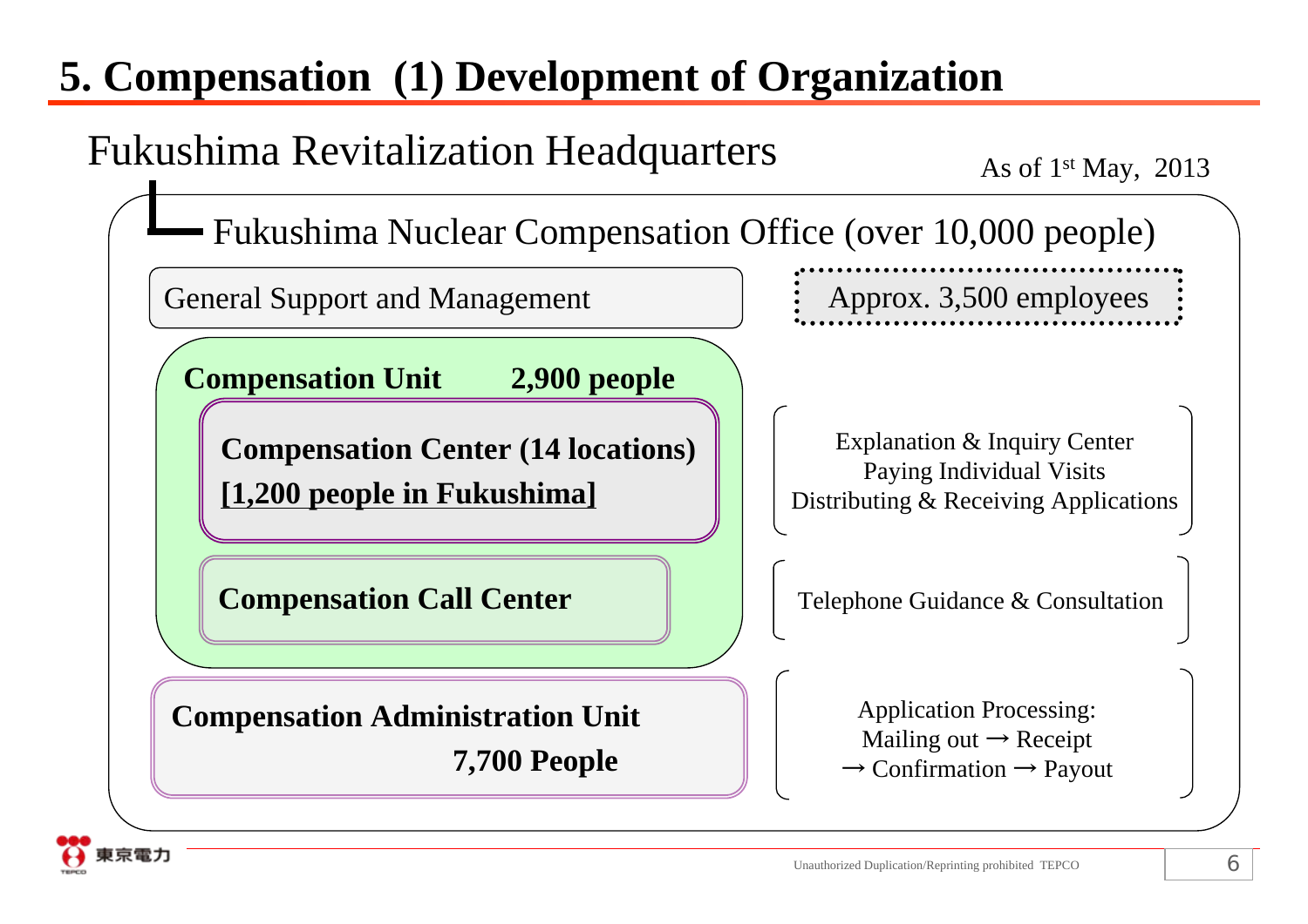# 5. Compensation (1) Development of Organization

## Fukushima Revitalization Headquarters

As of 1st May, 2013

### Fukushima Nuclear Compensation Office (over 10,000 people)

- General Support and Management — Approx. 3,500 employees
- **Compensation Unit 2,900 people**
  - **Compensation Center (14 locations) [1,200 people in Fukushima]** — Explanation & Inquiry Center, Paying Individual Visits, Distributing & Receiving Applications
  - **Compensation Call Center** — Telephone Guidance & Consultation
- **Compensation Administration Unit 7,700 People** — Application Processing: Mailing out → Receipt → Confirmation → Payout

Unauthorized Duplication/Reprinting prohibited TEPCO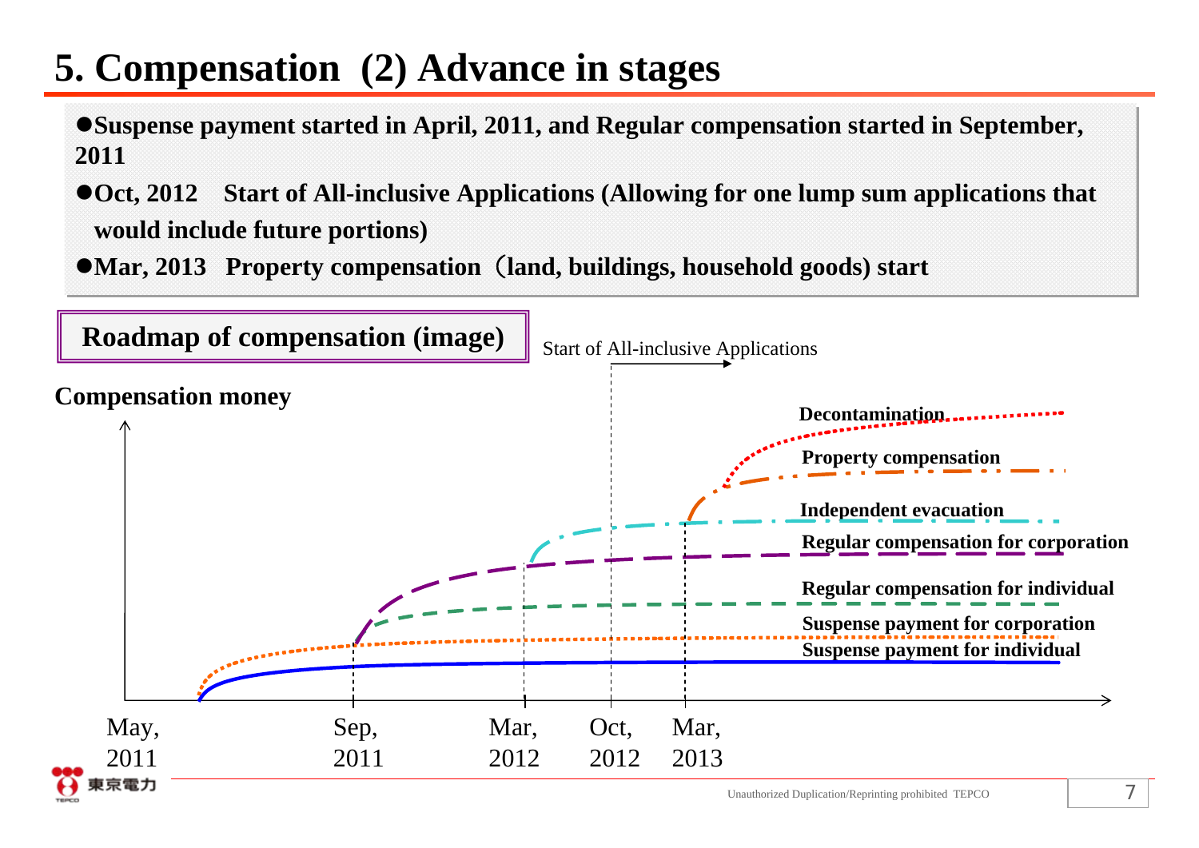# 5. Compensation (2) Advance in stages

- **Suspense payment started in April, 2011, and Regular compensation started in September, 2011**
- **Oct, 2012　Start of All-inclusive Applications (Allowing for one lump sum applications that would include future portions)**
- **Mar, 2013　Property compensation（land, buildings, household goods) start**

**Roadmap of compensation (image)**

Start of All-inclusive Applications

**Compensation money**

**Decontamination**

**Property compensation**

**Independent evacuation**

**Regular compensation for corporation**

**Regular compensation for individual**

**Suspense payment for corporation**

**Suspense payment for individual**

May, 2011　Sep, 2011　Mar, 2012　Oct, 2012　Mar, 2013

Unauthorized Duplication/Reprinting prohibited TEPCO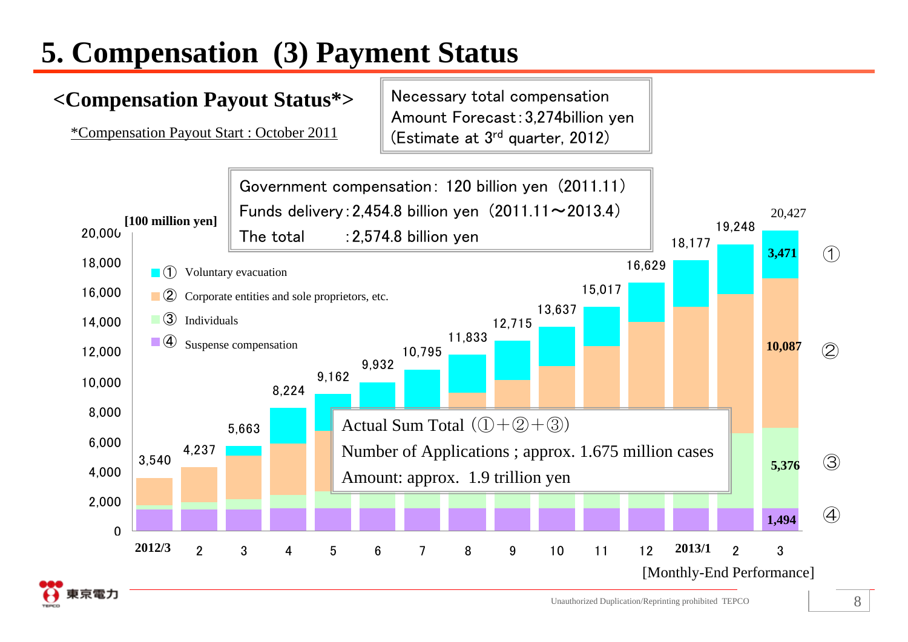# 5. Compensation (3) Payment Status

## <Compensation Payout Status*>

*Compensation Payout Start : October 2011

Necessary total compensation
Amount Forecast : 3,274billion yen
(Estimate at 3rd quarter, 2012)

Government compensation : 120 billion yen (2011.11)
Funds delivery : 2,454.8 billion yen (2011.11～2013.4)
The total : 2,574.8 billion yen

[100 million yen]

- ① Voluntary evacuation
- ② Corporate entities and sole proprietors, etc.
- ③ Individuals
- ④ Suspense compensation

| Month | 2012/3 | 4 | 5 | 6 | 7 | 8 | 9 | 10 | 11 | 12 | 2013/1 | 2 | 3 | 4 | 5 | 6 |
|---|---|---|---|---|---|---|---|---|---|---|---|---|---|---|---|---|
| Total | 3,540 | 4,237 | 5,663 | 8,224 | 9,162 | 9,932 | 10,795 | 11,833 | 12,715 | 13,637 | 15,017 | 16,629 | 18,177 | 19,248 | 20,427 | |

Note: x-axis labels as shown: 2012/3, 2, 3, 4, 5, 6, 7, 8, 9, 10, 11, 12, 2013/1, 2, 3.

Latest month (3): ① 3,471 / ② 10,087 / ③ 5,376 / ④ 1,494 — Total 20,427

Actual Sum Total (①＋②＋③)
Number of Applications ; approx. 1.675 million cases
Amount: approx. 1.9 trillion yen

[Monthly-End Performance]

# 5. Compensation (3) Payment Status

## <Compensation Payout Status*>

*Compensation Payout Start : October 2011

Necessary total compensation
Amount Forecast : 3,274billion yen
(Estimate at 3rd quarter, 2012)

Government compensation : 120 billion yen (2011.11)
Funds delivery : 2,454.8 billion yen (2011.11～2013.4)
The total : 2,574.8 billion yen

[100 million yen]

- ① Voluntary evacuation
- ② Corporate entities and sole proprietors, etc.
- ③ Individuals
- ④ Suspense compensation

| Month | 2012/3 | 2 | 3 | 4 | 5 | 6 | 7 | 8 | 9 | 10 | 11 | 12 | 2013/1 | 2 | 3 |
|---|---|---|---|---|---|---|---|---|---|---|---|---|---|---|---|
| Total | 3,540 | 4,237 | 5,663 | 8,224 | 9,162 | 9,932 | 10,795 | 11,833 | 12,715 | 13,637 | 15,017 | 16,629 | 18,177 | 19,248 | 20,427 |

Latest month (3): ① 3,471 / ② 10,087 / ③ 5,376 / ④ 1,494

Actual Sum Total (①＋②＋③)
Number of Applications ; approx. 1.675 million cases
Amount: approx. 1.9 trillion yen

[Monthly-End Performance]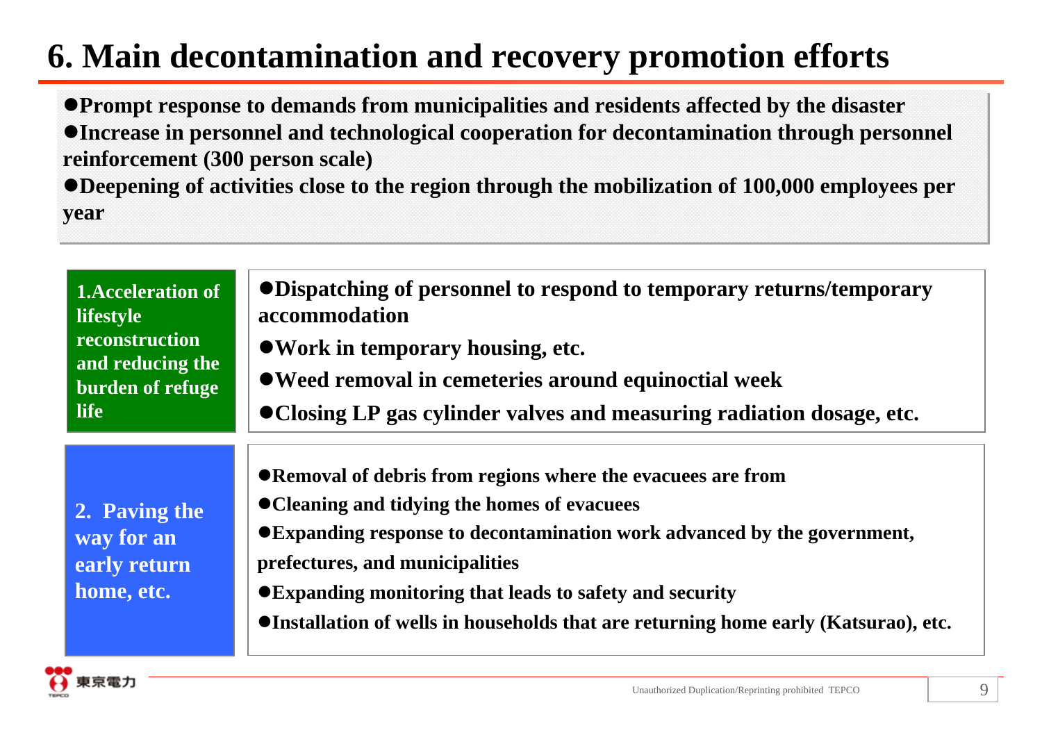# 6. Main decontamination and recovery promotion efforts

- **Prompt response to demands from municipalities and residents affected by the disaster**
- **Increase in personnel and technological cooperation for decontamination through personnel reinforcement (300 person scale)**
- **Deepening of activities close to the region through the mobilization of 100,000 employees per year**

| | |
|---|---|
| **1. Acceleration of lifestyle reconstruction and reducing the burden of refuge life** | ●**Dispatching of personnel to respond to temporary returns/temporary accommodation**<br>●**Work in temporary housing, etc.**<br>●**Weed removal in cemeteries around equinoctial week**<br>●**Closing LP gas cylinder valves and measuring radiation dosage, etc.** |
| **2. Paving the way for an early return home, etc.** | ●**Removal of debris from regions where the evacuees are from**<br>●**Cleaning and tidying the homes of evacuees**<br>●**Expanding response to decontamination work advanced by the government, prefectures, and municipalities**<br>●**Expanding monitoring that leads to safety and security**<br>●**Installation of wells in households that are returning home early (Katsurao), etc.** |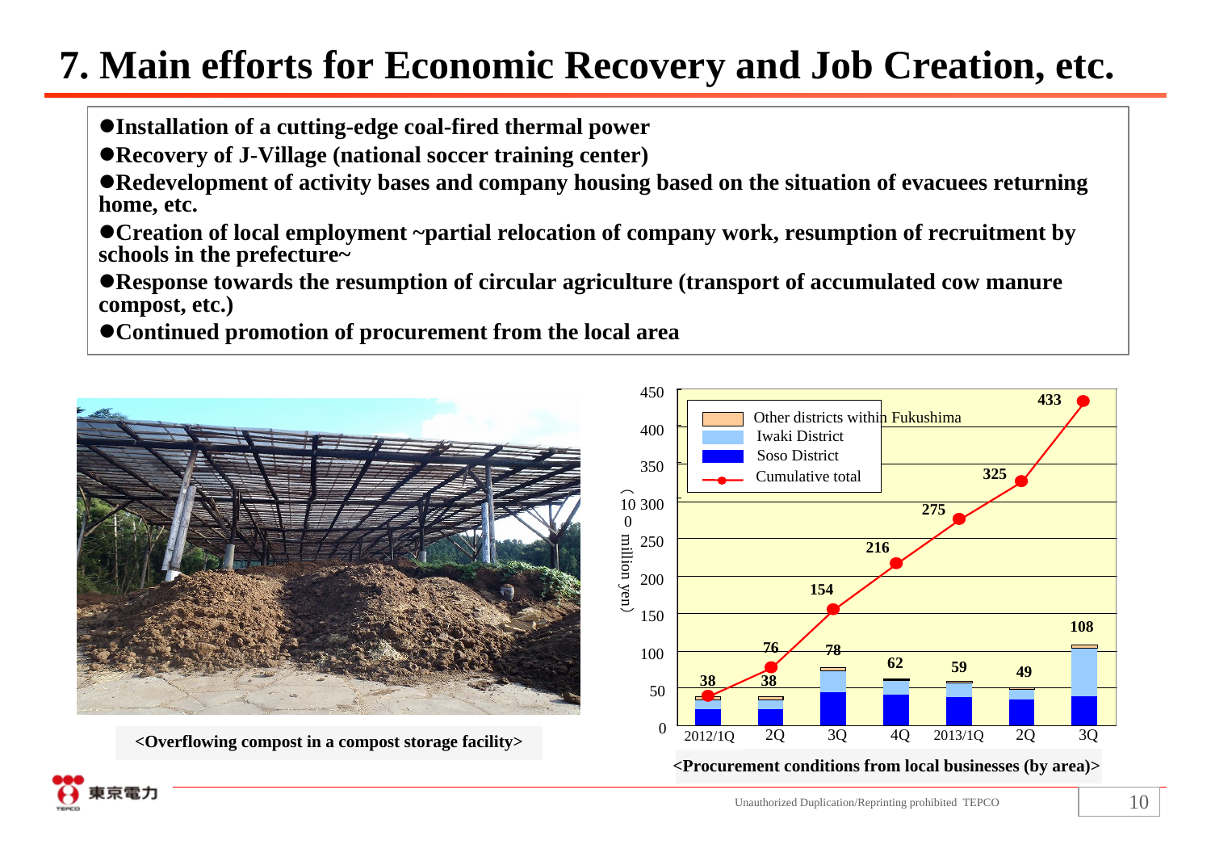# 7. Main efforts for Economic Recovery and Job Creation, etc.

- **Installation of a cutting-edge coal-fired thermal power**
- **Recovery of J-Village (national soccer training center)**
- **Redevelopment of activity bases and company housing based on the situation of evacuees returning home, etc.**
- **Creation of local employment ~partial relocation of company work, resumption of recruitment by schools in the prefecture~**
- **Response towards the resumption of circular agriculture (transport of accumulated cow manure compost, etc.)**
- **Continued promotion of procurement from the local area**

**<Overflowing compost in a compost storage facility>**

| (100 million yen) | 2012/1Q | 2Q | 3Q | 4Q | 2013/1Q | 2Q | 3Q |
|---|---|---|---|---|---|---|---|
| Quarterly total (Soso District, Iwaki District, Other districts within Fukushima) | 38 | 38 | 78 | 62 | 59 | 49 | 108 |
| Cumulative total | 38 | 76 | 154 | 216 | 275 | 325 | 433 |

**<Procurement conditions from local businesses (by area)>**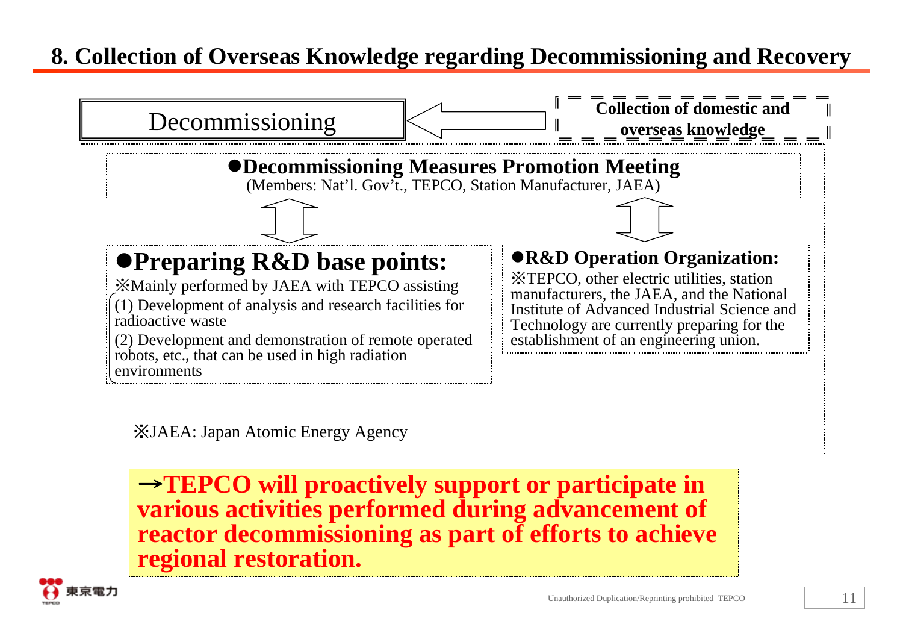## 8. Collection of Overseas Knowledge regarding Decommissioning and Recovery

Decommissioning ← **Collection of domestic and overseas knowledge**

**●Decommissioning Measures Promotion Meeting**
(Members: Nat'l. Gov't., TEPCO, Station Manufacturer, JAEA)

**●Preparing R&D base points:**

※Mainly performed by JAEA with TEPCO assisting

(1) Development of analysis and research facilities for radioactive waste

(2) Development and demonstration of remote operated robots, etc., that can be used in high radiation environments

**●R&D Operation Organization:**

※TEPCO, other electric utilities, station manufacturers, the JAEA, and the National Institute of Advanced Industrial Science and Technology are currently preparing for the establishment of an engineering union.

※JAEA: Japan Atomic Energy Agency

**→TEPCO will proactively support or participate in various activities performed during advancement of reactor decommissioning as part of efforts to achieve regional restoration.**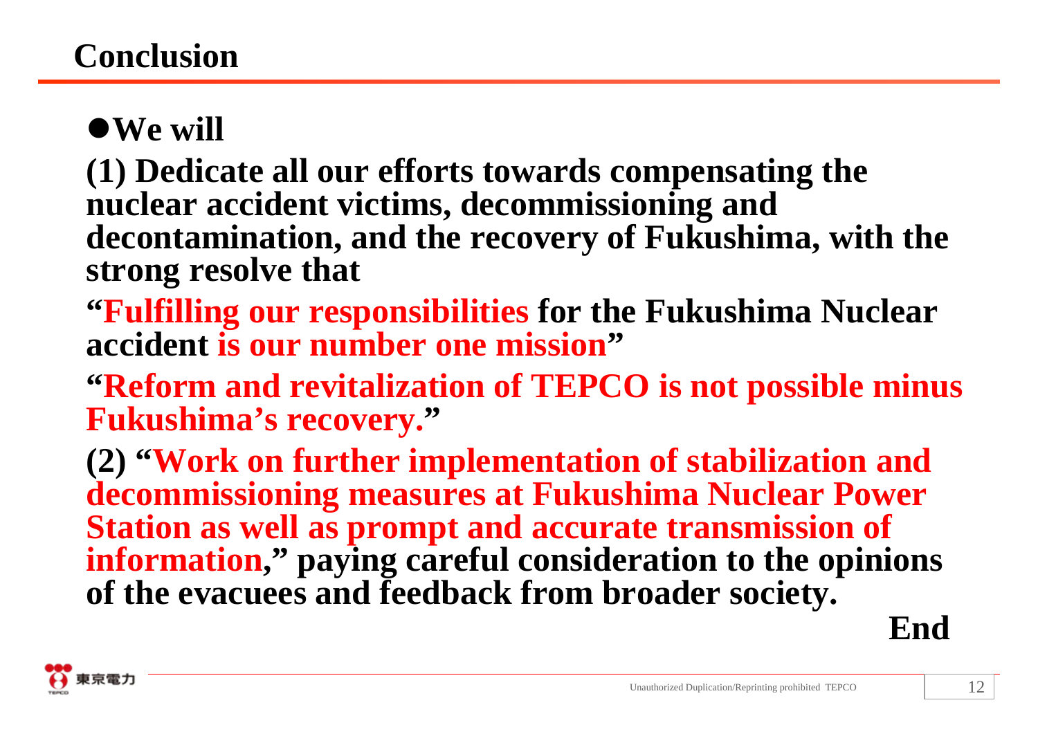# Conclusion

- **We will**

**(1) Dedicate all our efforts towards compensating the nuclear accident victims, decommissioning and decontamination, and the recovery of Fukushima, with the strong resolve that**

**"Fulfilling our responsibilities for the Fukushima Nuclear accident is our number one mission"**

**"Reform and revitalization of TEPCO is not possible minus Fukushima's recovery."**

**(2) "Work on further implementation of stabilization and decommissioning measures at Fukushima Nuclear Power Station as well as prompt and accurate transmission of information," paying careful consideration to the opinions of the evacuees and feedback from broader society.**

**End**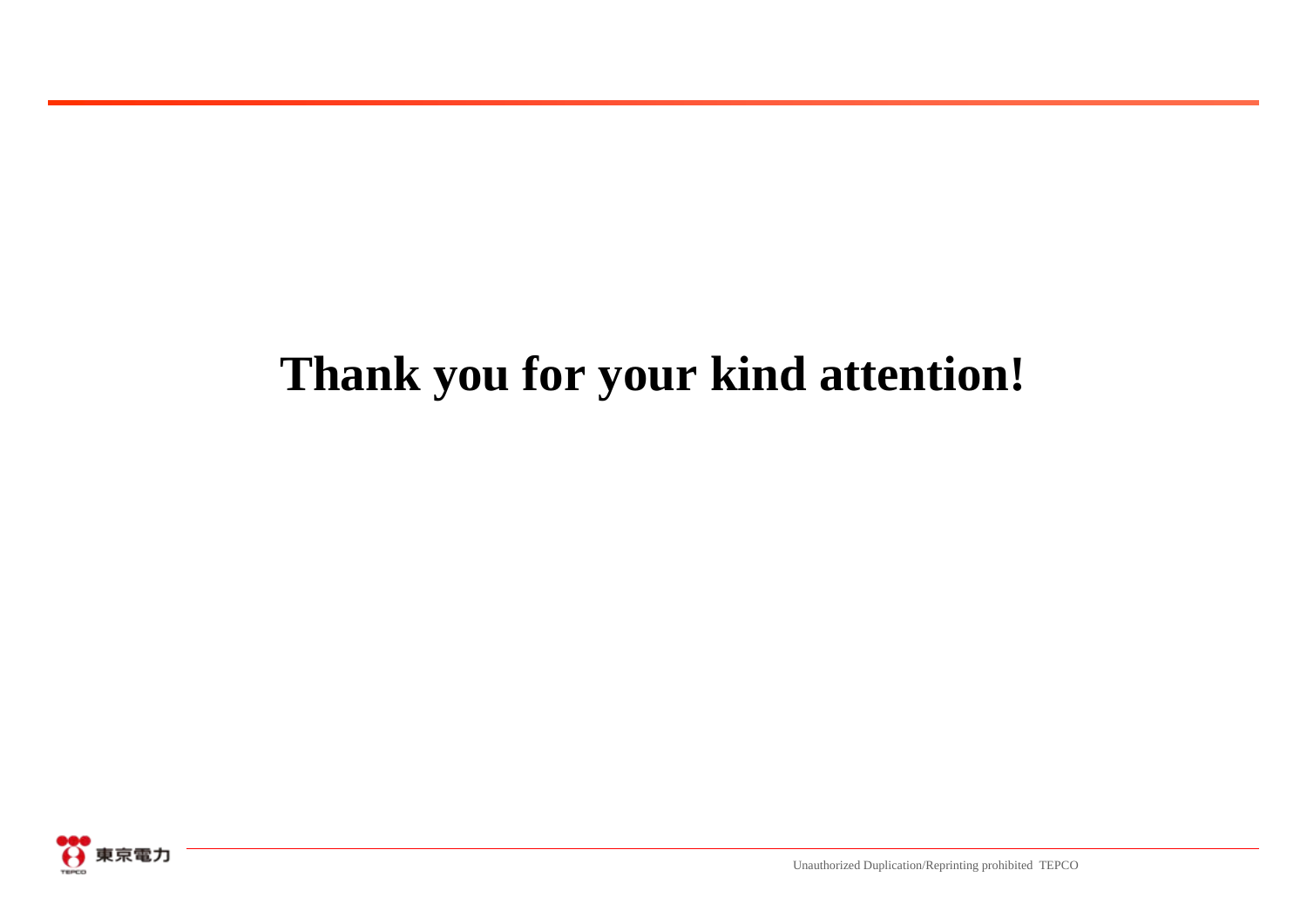# Thank you for your kind attention!